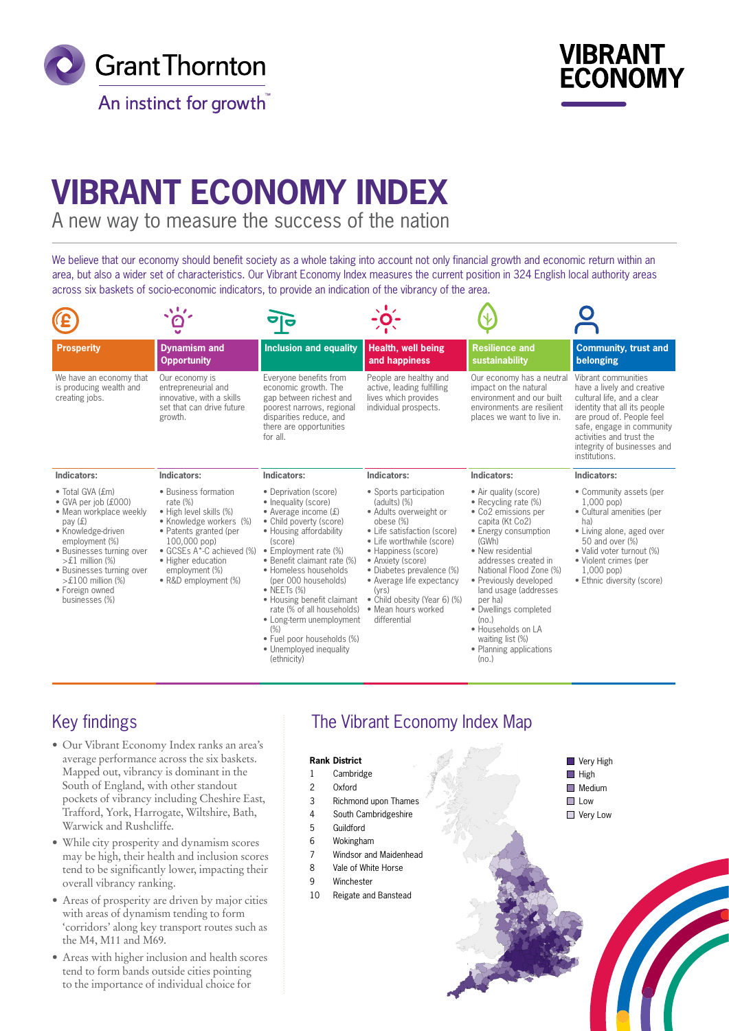Grant Thornton

An instinct for growth™

VIBRANT ECONOMY

# VIBRANT ECONOMY INDEX

A new way to measure the success of the nation

We believe that our economy should benefit society as a whole taking into account not only financial growth and economic return within an area, but also a wider set of characteristics. Our Vibrant Economy Index measures the current position in 324 English local authority areas across six baskets of socio-economic indicators, to provide an indication of the vibrancy of the area.

### Prosperity

We have an economy that is producing wealth and creating jobs.

**Indicators:**

- Total GVA (£m)
- GVA per job (£000)
- Mean workplace weekly pay (£)
- Knowledge-driven employment (%)
- Businesses turning over >£1 million (%)
- Businesses turning over >£100 million (%)
- Foreign owned businesses (%)

### Dynamism and Opportunity

Our economy is entrepreneurial and innovative, with a skills set that can drive future growth.

**Indicators:**

- Business formation rate (%)
- High level skills (%)
- Knowledge workers (%)
- Patents granted (per 100,000 pop)
- GCSEs A*-C achieved (%)
- Higher education employment (%)
- R&D employment (%)

### Inclusion and equality

Everyone benefits from economic growth. The gap between richest and poorest narrows, regional disparities reduce, and there are opportunities for all.

**Indicators:**

- Deprivation (score)
- Inequality (score)
- Average income (£)
- Child poverty (score)
- Housing affordability (score)
- Employment rate (%)
- Benefit claimant rate (%)
- Homeless households (per 000 households)
- NEETs (%)
- Housing benefit claimant rate (% of all households)
- Long-term unemployment (%)
- Fuel poor households (%)
- Unemployed inequality (ethnicity)

### Health, well being and happiness

People are healthy and active, leading fulfilling lives which provides individual prospects.

**Indicators:**

- Sports participation (adults) (%)
- Adults overweight or obese (%)
- Life satisfaction (score)
- Life worthwhile (score)
- Happiness (score)
- Anxiety (score)
- Diabetes prevalence (%)
- Average life expectancy (yrs)
- Child obesity (Year 6) (%)
- Mean hours worked differential

### Resilience and sustainability

Our economy has a neutral impact on the natural environment and our built environments are resilient places we want to live in.

**Indicators:**

- Air quality (score)
- Recycling rate (%)
- Co2 emissions per capita (Kt Co2)
- Energy consumption (GWh)
- New residential addresses created in National Flood Zone (%)
- Previously developed land usage (addresses per ha)
- Dwellings completed (no.)
- Households on LA waiting list (%)
- Planning applications (no.)

### Community, trust and belonging

Vibrant communities have a lively and creative cultural life, and a clear identity that all its people are proud of. People feel safe, engage in community activities and trust the integrity of businesses and institutions.

**Indicators:**

- Community assets (per 1,000 pop)
- Cultural amenities (per ha)
- Living alone, aged over 50 and over (%)
- Valid voter turnout (%)
- Violent crimes (per 1,000 pop)
- Ethnic diversity (score)

## Key findings

- Our Vibrant Economy Index ranks an area's average performance across the six baskets. Mapped out, vibrancy is dominant in the South of England, with other standout pockets of vibrancy including Cheshire East, Trafford, York, Harrogate, Wiltshire, Bath, Warwick and Rushcliffe.
- While city prosperity and dynamism scores may be high, their health and inclusion scores tend to be significantly lower, impacting their overall vibrancy ranking.
- Areas of prosperity are driven by major cities with areas of dynamism tending to form 'corridors' along key transport routes such as the M4, M11 and M69.
- Areas with higher inclusion and health scores tend to form bands outside cities pointing to the importance of individual choice for

## The Vibrant Economy Index Map

| Rank | District |
|---|---|
| 1 | Cambridge |
| 2 | Oxford |
| 3 | Richmond upon Thames |
| 4 | South Cambridgeshire |
| 5 | Guildford |
| 6 | Wokingham |
| 7 | Windsor and Maidenhead |
| 8 | Vale of White Horse |
| 9 | Winchester |
| 10 | Reigate and Banstead |

- Very High
- High
- Medium
- Low
- Very Low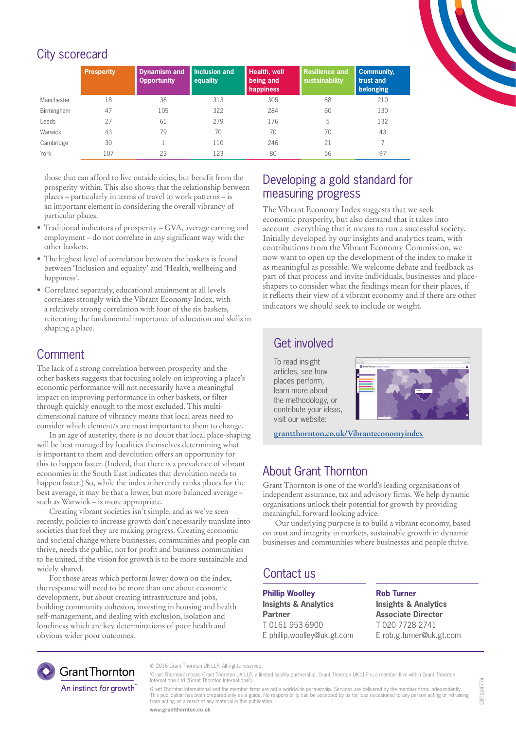## City scorecard

| | Prosperity | Dynamism and Opportunity | Inclusion and equality | Health, well being and happiness | Resilience and sustainability | Community, trust and belonging |
|---|---|---|---|---|---|---|
| Manchester | 18 | 36 | 313 | 305 | 68 | 210 |
| Birmingham | 47 | 105 | 322 | 284 | 60 | 130 |
| Leeds | 27 | 61 | 279 | 176 | 5 | 132 |
| Warwick | 43 | 79 | 70 | 70 | 70 | 43 |
| Cambridge | 30 | 1 | 110 | 246 | 21 | 7 |
| York | 107 | 23 | 123 | 80 | 56 | 97 |

those that can afford to live outside cities, but benefit from the prosperity within. This also shows that the relationship between places – particularly in terms of travel to work patterns – is an important element in considering the overall vibrancy of particular places.

- Traditional indicators of prosperity – GVA, average earning and employment – do not correlate in any significant way with the other baskets.
- The highest level of correlation between the baskets is found between 'Inclusion and equality' and 'Health, wellbeing and happiness'.
- Correlated separately, educational attainment at all levels correlates strongly with the Vibrant Economy Index, with a relatively strong correlation with four of the six baskets, reiterating the fundamental importance of education and skills in shaping a place.

## Comment

The lack of a strong correlation between prosperity and the other baskets suggests that focusing solely on improving a place's economic performance will not necessarily have a meaningful impact on improving performance in other baskets, or filter through quickly enough to the most excluded. This multi-dimensional nature of vibrancy means that local areas need to consider which element/s are most important to them to change.

In an age of austerity, there is no doubt that local place-shaping will be best managed by localities themselves determining what is important to them and devolution offers an opportunity for this to happen faster. (Indeed, that there is a prevalence of vibrant economies in the South East indicates that devolution needs to happen faster.) So, while the index inherently ranks places for the best average, it may be that a lower, but more balanced average – such as Warwick – is more appropriate.

Creating vibrant societies isn't simple, and as we've seen recently, policies to increase growth don't necessarily translate into societies that feel they are making progress. Creating economic and societal change where businesses, communities and people can thrive, needs the public, not for profit and business communities to be united, if the vision for growth is to be more sustainable and widely shared.

For those areas which perform lower down on the index, the response will need to be more than one about economic development, but about creating infrastructure and jobs, building community cohesion, investing in housing and health self-management, and dealing with exclusion, isolation and loneliness which are key determinations of poor health and obvious wider poor outcomes.

## Developing a gold standard for measuring progress

The Vibrant Economy Index suggests that we seek economic prosperity, but also demand that it takes into account everything that it means to run a successful society. Initially developed by our insights and analytics team, with contributions from the Vibrant Economy Commission, we now want to open up the development of the index to make it as meaningful as possible. We welcome debate and feedback as part of that process and invite individuals, businesses and place-shapers to consider what the findings mean for their places, if it reflects their view of a vibrant economy and if there are other indicators we should seek to include or weight.

## Get involved

To read insight articles, see how places perform, learn more about the methodology, or contribute your ideas, visit our website:

grantthornton.co.uk/Vibranteconomyindex

## About Grant Thornton

Grant Thornton is one of the world's leading organisations of independent assurance, tax and advisory firms. We help dynamic organisations unlock their potential for growth by providing meaningful, forward looking advice.

Our underlying purpose is to build a vibrant economy, based on trust and integrity in markets, sustainable growth in dynamic businesses and communities where businesses and people thrive.

## Contact us

**Phillip Woolley**
**Insights & Analytics Partner**
T 0161 953 6900
E phillip.woolley@uk.gt.com

**Rob Turner**
**Insights & Analytics Associate Director**
T 020 7728 2741
E rob.g.turner@uk.gt.com

Grant Thornton
An instinct for growth™

© 2016 Grant Thornton UK LLP. All rights reserved.

'Grant Thornton' means Grant Thornton UK LLP, a limited liability partnership. Grant Thornton UK LLP is a member firm within Grant Thornton International Ltd ('Grant Thornton International').

Grant Thornton International and the member firms are not a worldwide partnership. Services are delivered by the member firms independently. This publication has been prepared only as a guide. No responsibility can be accepted by us for loss occasioned to any person acting or refraining from acting as a result of any material in this publication.

**www.grantthornton.co.uk**

GRT104774